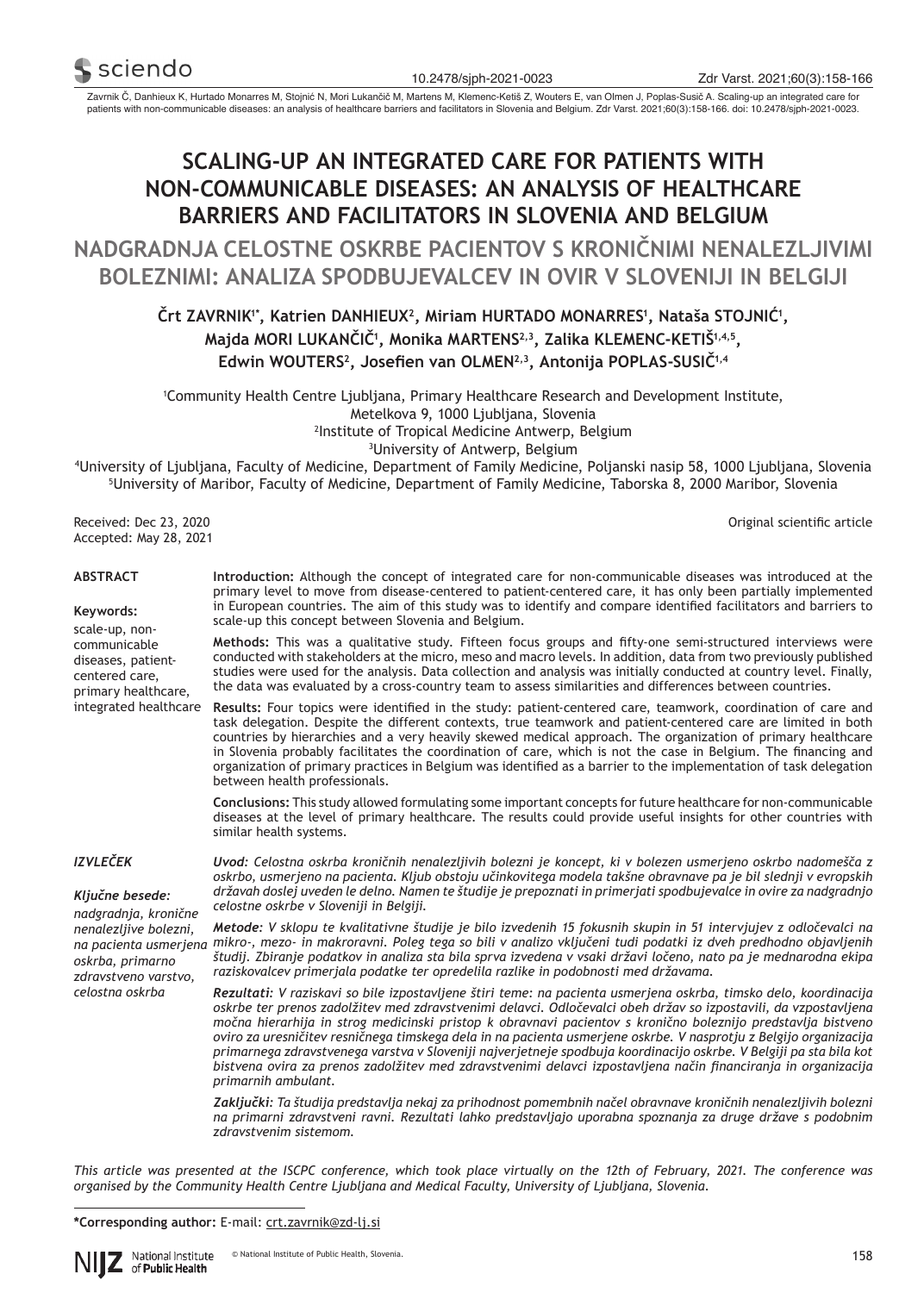Zavrnik Č, Danhieux K, Hurtado Monarres M, Stojnić N, Mori Lukančič M, Martens M, Klemenc-Ketiš Z, Wouters E, van Olmen J, Poplas-Susič A. Scaling-up an integrated care for patients with non-communicable diseases: an analysis of healthcare barriers and facilitators in Slovenia and Belgium. Zdr Varst. 2021;60(3):158-166. doi: 10.2478/sjph-2021-0023.

# SCALING-UP AN INTEGRATED CARE FOR PATIENTS WITH NON-COMMUNICABLE DISEASES: AN ANALYSIS OF HEALTHCARE BARRIERS AND FACILITATORS IN SLOVENIA AND BELGIUM

# NADGRADNJA CELOSTNE OSKRBE PACIENTOV S KRONIČNIMI NENALEZLJIVIMI BOLEZNIMI: ANALIZA SPODBUJEVALCEV IN OVIR V SLOVENIJI IN BELGIJI

**Črt ZAVRNIK[1*], Katrien DANHIEUX[2], Miriam HURTADO MONARRES[1], Nataša STOJNIĆ[1], Majda MORI LUKANČIČ[1], Monika MARTENS[2,3], Zalika KLEMENC-KETIŠ[1,4,5], Edwin WOUTERS[2], Josefien van OLMEN[2,3], Antonija POPLAS-SUSIČ[1,4]**

[1]Community Health Centre Ljubljana, Primary Healthcare Research and Development Institute, Metelkova 9, 1000 Ljubljana, Slovenia
[2]Institute of Tropical Medicine Antwerp, Belgium
[3]University of Antwerp, Belgium
[4]University of Ljubljana, Faculty of Medicine, Department of Family Medicine, Poljanski nasip 58, 1000 Ljubljana, Slovenia
[5]University of Maribor, Faculty of Medicine, Department of Family Medicine, Taborska 8, 2000 Maribor, Slovenia

Received: Dec 23, 2020
Accepted: May 28, 2021

Original scientific article

## ABSTRACT

**Keywords:** scale-up, non-communicable diseases, patient-centered care, primary healthcare, integrated healthcare

**Introduction:** Although the concept of integrated care for non-communicable diseases was introduced at the primary level to move from disease-centered to patient-centered care, it has only been partially implemented in European countries. The aim of this study was to identify and compare identified facilitators and barriers to scale-up this concept between Slovenia and Belgium.

**Methods:** This was a qualitative study. Fifteen focus groups and fifty-one semi-structured interviews were conducted with stakeholders at the micro, meso and macro levels. In addition, data from two previously published studies were used for the analysis. Data collection and analysis was initially conducted at country level. Finally, the data was evaluated by a cross-country team to assess similarities and differences between countries.

**Results:** Four topics were identified in the study: patient-centered care, teamwork, coordination of care and task delegation. Despite the different contexts, true teamwork and patient-centered care are limited in both countries by hierarchies and a very heavily skewed medical approach. The organization of primary healthcare in Slovenia probably facilitates the coordination of care, which is not the case in Belgium. The financing and organization of primary practices in Belgium was identified as a barrier to the implementation of task delegation between health professionals.

**Conclusions:** This study allowed formulating some important concepts for future healthcare for non-communicable diseases at the level of primary healthcare. The results could provide useful insights for other countries with similar health systems.

## *IZVLEČEK*

***Ključne besede:*** *nadgradnja, kronične nenalezljive bolezni, na pacienta usmerjena oskrba, primarno zdravstveno varstvo, celostna oskrba*

***Uvod:*** *Celostna oskrba kroničnih nenalezljivih bolezni je koncept, ki v bolezen usmerjeno oskrbo nadomešča z oskrbo, usmerjeno na pacienta. Kljub obstoju učinkovitega modela takšne obravnave pa je bil slednji v evropskih državah doslej uveden le delno. Namen te študije je prepoznati in primerjati spodbujevalce in ovire za nadgradnjo celostne oskrbe v Sloveniji in Belgiji.*

***Metode:*** *V sklopu te kvalitativne študije je bilo izvedenih 15 fokusnih skupin in 51 intervjujev z odločevalci na mikro-, mezo- in makroravni. Poleg tega so bili v analizo vključeni tudi podatki iz dveh predhodno objavljenih študij. Zbiranje podatkov in analiza sta bila sprva izvedena v vsaki državi ločeno, nato pa je mednarodna ekipa raziskovalcev primerjala podatke ter opredelila razlike in podobnosti med državama.*

***Rezultati:*** *V raziskavi so bile izpostavljene štiri teme: na pacienta usmerjena oskrba, timsko delo, koordinacija oskrbe ter prenos zadolžitev med zdravstvenimi delavci. Odločevalci obeh držav so izpostavili, da vzpostavljena močna hierarhija in strog medicinski pristop k obravnavi pacientov s kronično boleznijo predstavlja bistveno oviro za uresničitev resničnega timskega dela in na pacienta usmerjene oskrbe. V nasprotju z Belgijo organizacija primarnega zdravstvenega varstva v Sloveniji najverjetneje spodbuja koordinacijo oskrbe. V Belgiji pa sta bila kot bistvena ovira za prenos zadolžitev med zdravstvenimi delavci izpostavljena način financiranja in organizacija primarnih ambulant.*

***Zaključki:*** *Ta študija predstavlja nekaj za prihodnost pomembnih načel obravnave kroničnih nenalezljivih bolezni na primarni zdravstveni ravni. Rezultati lahko predstavljajo uporabna spoznanja za druge države s podobnim zdravstvenim sistemom.*

*This article was presented at the ISCPC conference, which took place virtually on the 12th of February, 2021. The conference was organised by the Community Health Centre Ljubljana and Medical Faculty, University of Ljubljana, Slovenia.*

**\*Corresponding author:** E-mail: crt.zavrnik@zd-lj.si

© National Institute of Public Health, Slovenia.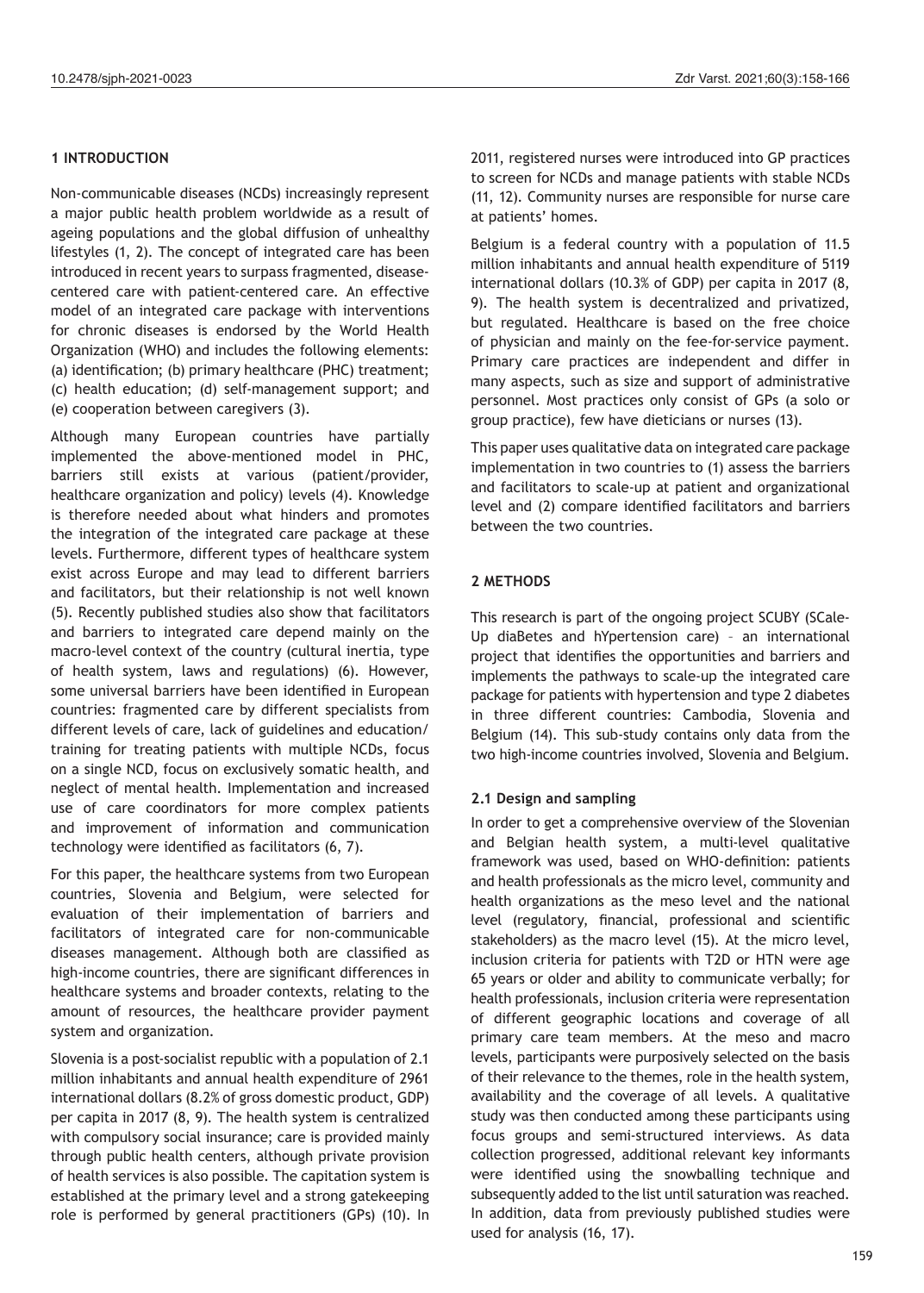## 1 INTRODUCTION

Non-communicable diseases (NCDs) increasingly represent a major public health problem worldwide as a result of ageing populations and the global diffusion of unhealthy lifestyles (1, 2). The concept of integrated care has been introduced in recent years to surpass fragmented, disease-centered care with patient-centered care. An effective model of an integrated care package with interventions for chronic diseases is endorsed by the World Health Organization (WHO) and includes the following elements: (a) identification; (b) primary healthcare (PHC) treatment; (c) health education; (d) self-management support; and (e) cooperation between caregivers (3).

Although many European countries have partially implemented the above-mentioned model in PHC, barriers still exists at various (patient/provider, healthcare organization and policy) levels (4). Knowledge is therefore needed about what hinders and promotes the integration of the integrated care package at these levels. Furthermore, different types of healthcare system exist across Europe and may lead to different barriers and facilitators, but their relationship is not well known (5). Recently published studies also show that facilitators and barriers to integrated care depend mainly on the macro-level context of the country (cultural inertia, type of health system, laws and regulations) (6). However, some universal barriers have been identified in European countries: fragmented care by different specialists from different levels of care, lack of guidelines and education/training for treating patients with multiple NCDs, focus on a single NCD, focus on exclusively somatic health, and neglect of mental health. Implementation and increased use of care coordinators for more complex patients and improvement of information and communication technology were identified as facilitators (6, 7).

For this paper, the healthcare systems from two European countries, Slovenia and Belgium, were selected for evaluation of their implementation of barriers and facilitators of integrated care for non-communicable diseases management. Although both are classified as high-income countries, there are significant differences in healthcare systems and broader contexts, relating to the amount of resources, the healthcare provider payment system and organization.

Slovenia is a post-socialist republic with a population of 2.1 million inhabitants and annual health expenditure of 2961 international dollars (8.2% of gross domestic product, GDP) per capita in 2017 (8, 9). The health system is centralized with compulsory social insurance; care is provided mainly through public health centers, although private provision of health services is also possible. The capitation system is established at the primary level and a strong gatekeeping role is performed by general practitioners (GPs) (10). In 2011, registered nurses were introduced into GP practices to screen for NCDs and manage patients with stable NCDs (11, 12). Community nurses are responsible for nurse care at patients' homes.

Belgium is a federal country with a population of 11.5 million inhabitants and annual health expenditure of 5119 international dollars (10.3% of GDP) per capita in 2017 (8, 9). The health system is decentralized and privatized, but regulated. Healthcare is based on the free choice of physician and mainly on the fee-for-service payment. Primary care practices are independent and differ in many aspects, such as size and support of administrative personnel. Most practices only consist of GPs (a solo or group practice), few have dieticians or nurses (13).

This paper uses qualitative data on integrated care package implementation in two countries to (1) assess the barriers and facilitators to scale-up at patient and organizational level and (2) compare identified facilitators and barriers between the two countries.

## 2 METHODS

This research is part of the ongoing project SCUBY (SCale-Up diaBetes and hYpertension care) – an international project that identifies the opportunities and barriers and implements the pathways to scale-up the integrated care package for patients with hypertension and type 2 diabetes in three different countries: Cambodia, Slovenia and Belgium (14). This sub-study contains only data from the two high-income countries involved, Slovenia and Belgium.

### 2.1 Design and sampling

In order to get a comprehensive overview of the Slovenian and Belgian health system, a multi-level qualitative framework was used, based on WHO-definition: patients and health professionals as the micro level, community and health organizations as the meso level and the national level (regulatory, financial, professional and scientific stakeholders) as the macro level (15). At the micro level, inclusion criteria for patients with T2D or HTN were age 65 years or older and ability to communicate verbally; for health professionals, inclusion criteria were representation of different geographic locations and coverage of all primary care team members. At the meso and macro levels, participants were purposively selected on the basis of their relevance to the themes, role in the health system, availability and the coverage of all levels. A qualitative study was then conducted among these participants using focus groups and semi-structured interviews. As data collection progressed, additional relevant key informants were identified using the snowballing technique and subsequently added to the list until saturation was reached. In addition, data from previously published studies were used for analysis (16, 17).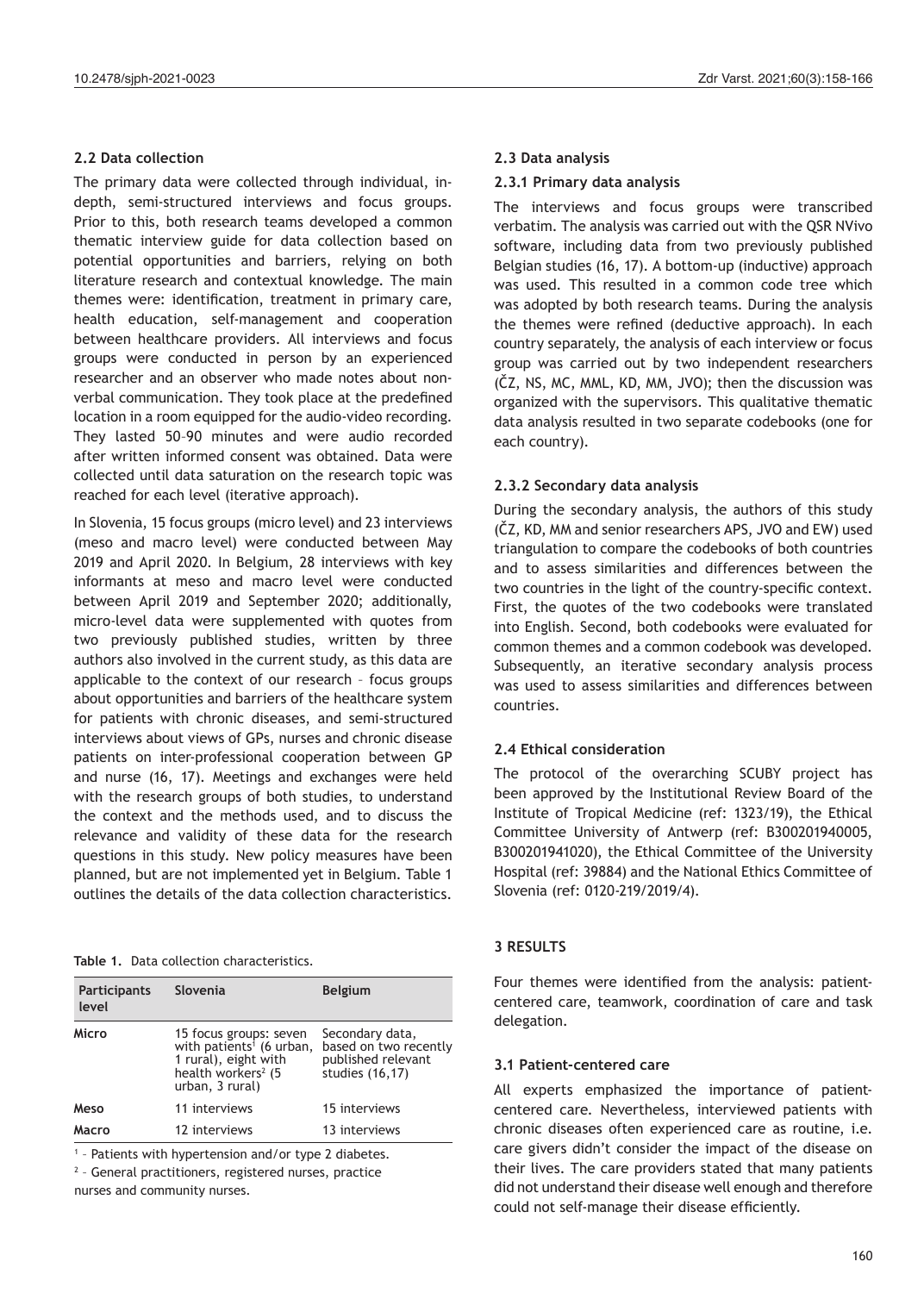### 2.2 Data collection

The primary data were collected through individual, in-depth, semi-structured interviews and focus groups. Prior to this, both research teams developed a common thematic interview guide for data collection based on potential opportunities and barriers, relying on both literature research and contextual knowledge. The main themes were: identification, treatment in primary care, health education, self-management and cooperation between healthcare providers. All interviews and focus groups were conducted in person by an experienced researcher and an observer who made notes about non-verbal communication. They took place at the predefined location in a room equipped for the audio-video recording. They lasted 50–90 minutes and were audio recorded after written informed consent was obtained. Data were collected until data saturation on the research topic was reached for each level (iterative approach).

In Slovenia, 15 focus groups (micro level) and 23 interviews (meso and macro level) were conducted between May 2019 and April 2020. In Belgium, 28 interviews with key informants at meso and macro level were conducted between April 2019 and September 2020; additionally, micro-level data were supplemented with quotes from two previously published studies, written by three authors also involved in the current study, as this data are applicable to the context of our research – focus groups about opportunities and barriers of the healthcare system for patients with chronic diseases, and semi-structured interviews about views of GPs, nurses and chronic disease patients on inter-professional cooperation between GP and nurse (16, 17). Meetings and exchanges were held with the research groups of both studies, to understand the context and the methods used, and to discuss the relevance and validity of these data for the research questions in this study. New policy measures have been planned, but are not implemented yet in Belgium. Table 1 outlines the details of the data collection characteristics.

**Table 1.** Data collection characteristics.

| Participants level | Slovenia | Belgium |
|---|---|---|
| **Micro** | 15 focus groups: seven with patients[1] (6 urban, 1 rural), eight with health workers[2] (5 urban, 3 rural) | Secondary data, based on two recently published relevant studies (16,17) |
| **Meso** | 11 interviews | 15 interviews |
| **Macro** | 12 interviews | 13 interviews |

[1] – Patients with hypertension and/or type 2 diabetes.
[2] – General practitioners, registered nurses, practice nurses and community nurses.

### 2.3 Data analysis

#### 2.3.1 Primary data analysis

The interviews and focus groups were transcribed verbatim. The analysis was carried out with the QSR NVivo software, including data from two previously published Belgian studies (16, 17). A bottom-up (inductive) approach was used. This resulted in a common code tree which was adopted by both research teams. During the analysis the themes were refined (deductive approach). In each country separately, the analysis of each interview or focus group was carried out by two independent researchers (ČZ, NS, MC, MML, KD, MM, JVO); then the discussion was organized with the supervisors. This qualitative thematic data analysis resulted in two separate codebooks (one for each country).

#### 2.3.2 Secondary data analysis

During the secondary analysis, the authors of this study (ČZ, KD, MM and senior researchers APS, JVO and EW) used triangulation to compare the codebooks of both countries and to assess similarities and differences between the two countries in the light of the country-specific context. First, the quotes of the two codebooks were translated into English. Second, both codebooks were evaluated for common themes and a common codebook was developed. Subsequently, an iterative secondary analysis process was used to assess similarities and differences between countries.

### 2.4 Ethical consideration

The protocol of the overarching SCUBY project has been approved by the Institutional Review Board of the Institute of Tropical Medicine (ref: 1323/19), the Ethical Committee University of Antwerp (ref: B300201940005, B300201941020), the Ethical Committee of the University Hospital (ref: 39884) and the National Ethics Committee of Slovenia (ref: 0120-219/2019/4).

## 3 RESULTS

Four themes were identified from the analysis: patient-centered care, teamwork, coordination of care and task delegation.

### 3.1 Patient-centered care

All experts emphasized the importance of patient-centered care. Nevertheless, interviewed patients with chronic diseases often experienced care as routine, i.e. care givers didn't consider the impact of the disease on their lives. The care providers stated that many patients did not understand their disease well enough and therefore could not self-manage their disease efficiently.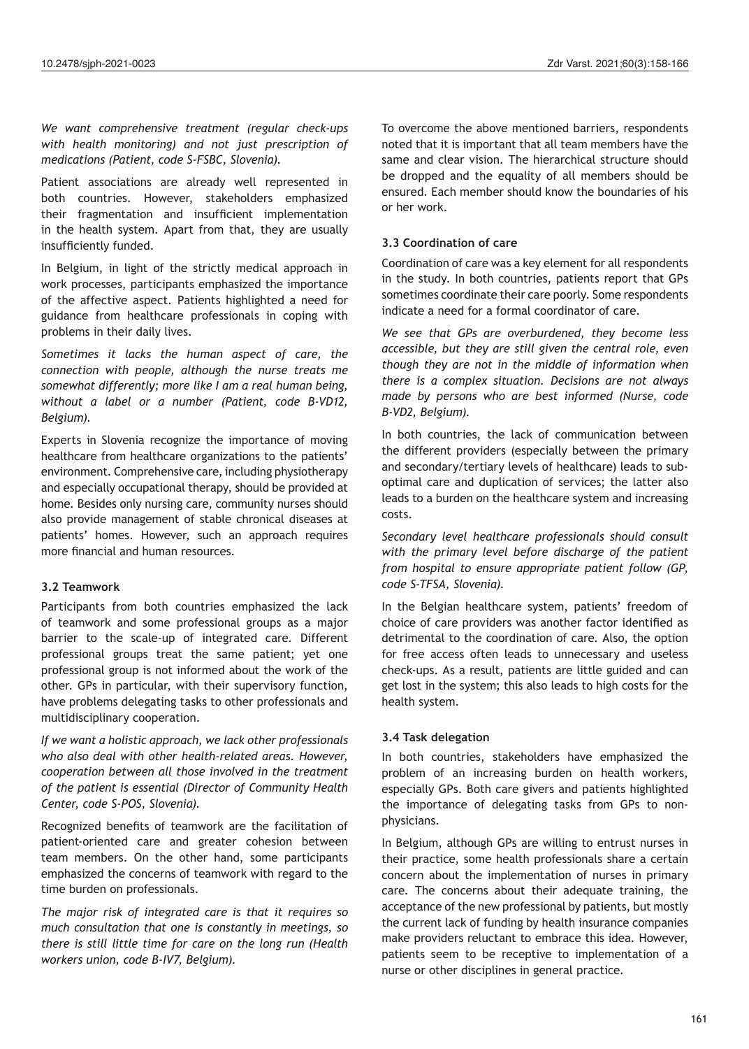*We want comprehensive treatment (regular check-ups with health monitoring) and not just prescription of medications (Patient, code S-FSBC, Slovenia).*

Patient associations are already well represented in both countries. However, stakeholders emphasized their fragmentation and insufficient implementation in the health system. Apart from that, they are usually insufficiently funded.

In Belgium, in light of the strictly medical approach in work processes, participants emphasized the importance of the affective aspect. Patients highlighted a need for guidance from healthcare professionals in coping with problems in their daily lives.

*Sometimes it lacks the human aspect of care, the connection with people, although the nurse treats me somewhat differently; more like I am a real human being, without a label or a number (Patient, code B-VD12, Belgium).*

Experts in Slovenia recognize the importance of moving healthcare from healthcare organizations to the patients' environment. Comprehensive care, including physiotherapy and especially occupational therapy, should be provided at home. Besides only nursing care, community nurses should also provide management of stable chronical diseases at patients' homes. However, such an approach requires more financial and human resources.

### 3.2 Teamwork

Participants from both countries emphasized the lack of teamwork and some professional groups as a major barrier to the scale-up of integrated care. Different professional groups treat the same patient; yet one professional group is not informed about the work of the other. GPs in particular, with their supervisory function, have problems delegating tasks to other professionals and multidisciplinary cooperation.

*If we want a holistic approach, we lack other professionals who also deal with other health-related areas. However, cooperation between all those involved in the treatment of the patient is essential (Director of Community Health Center, code S-POS, Slovenia).*

Recognized benefits of teamwork are the facilitation of patient-oriented care and greater cohesion between team members. On the other hand, some participants emphasized the concerns of teamwork with regard to the time burden on professionals.

*The major risk of integrated care is that it requires so much consultation that one is constantly in meetings, so there is still little time for care on the long run (Health workers union, code B-IV7, Belgium).*

To overcome the above mentioned barriers, respondents noted that it is important that all team members have the same and clear vision. The hierarchical structure should be dropped and the equality of all members should be ensured. Each member should know the boundaries of his or her work.

### 3.3 Coordination of care

Coordination of care was a key element for all respondents in the study. In both countries, patients report that GPs sometimes coordinate their care poorly. Some respondents indicate a need for a formal coordinator of care.

*We see that GPs are overburdened, they become less accessible, but they are still given the central role, even though they are not in the middle of information when there is a complex situation. Decisions are not always made by persons who are best informed (Nurse, code B-VD2, Belgium).*

In both countries, the lack of communication between the different providers (especially between the primary and secondary/tertiary levels of healthcare) leads to sub-optimal care and duplication of services; the latter also leads to a burden on the healthcare system and increasing costs.

*Secondary level healthcare professionals should consult with the primary level before discharge of the patient from hospital to ensure appropriate patient follow (GP, code S-TFSA, Slovenia).*

In the Belgian healthcare system, patients' freedom of choice of care providers was another factor identified as detrimental to the coordination of care. Also, the option for free access often leads to unnecessary and useless check-ups. As a result, patients are little guided and can get lost in the system; this also leads to high costs for the health system.

### 3.4 Task delegation

In both countries, stakeholders have emphasized the problem of an increasing burden on health workers, especially GPs. Both care givers and patients highlighted the importance of delegating tasks from GPs to non-physicians.

In Belgium, although GPs are willing to entrust nurses in their practice, some health professionals share a certain concern about the implementation of nurses in primary care. The concerns about their adequate training, the acceptance of the new professional by patients, but mostly the current lack of funding by health insurance companies make providers reluctant to embrace this idea. However, patients seem to be receptive to implementation of a nurse or other disciplines in general practice.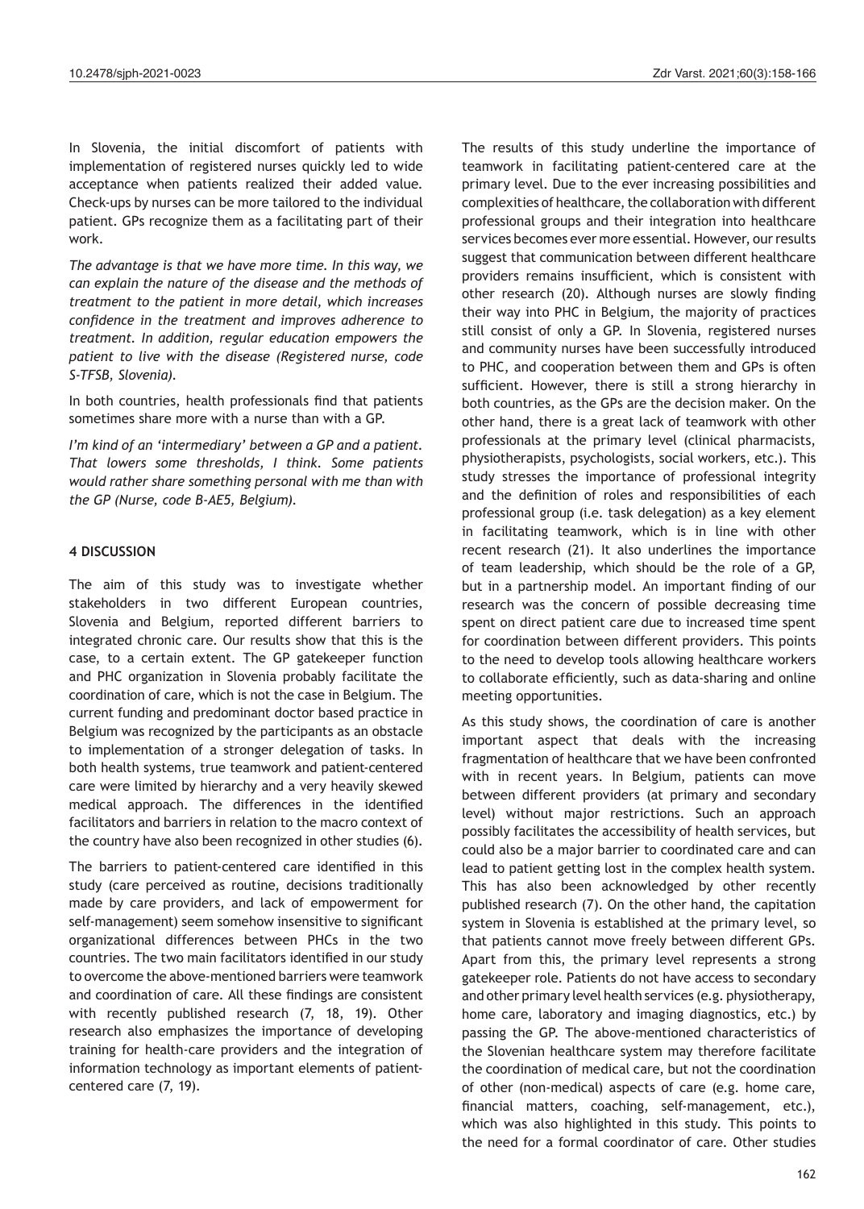In Slovenia, the initial discomfort of patients with implementation of registered nurses quickly led to wide acceptance when patients realized their added value. Check-ups by nurses can be more tailored to the individual patient. GPs recognize them as a facilitating part of their work.

*The advantage is that we have more time. In this way, we can explain the nature of the disease and the methods of treatment to the patient in more detail, which increases confidence in the treatment and improves adherence to treatment. In addition, regular education empowers the patient to live with the disease (Registered nurse, code S-TFSB, Slovenia).*

In both countries, health professionals find that patients sometimes share more with a nurse than with a GP.

*I'm kind of an 'intermediary' between a GP and a patient. That lowers some thresholds, I think. Some patients would rather share something personal with me than with the GP (Nurse, code B-AE5, Belgium).*

## 4 DISCUSSION

The aim of this study was to investigate whether stakeholders in two different European countries, Slovenia and Belgium, reported different barriers to integrated chronic care. Our results show that this is the case, to a certain extent. The GP gatekeeper function and PHC organization in Slovenia probably facilitate the coordination of care, which is not the case in Belgium. The current funding and predominant doctor based practice in Belgium was recognized by the participants as an obstacle to implementation of a stronger delegation of tasks. In both health systems, true teamwork and patient-centered care were limited by hierarchy and a very heavily skewed medical approach. The differences in the identified facilitators and barriers in relation to the macro context of the country have also been recognized in other studies (6).

The barriers to patient-centered care identified in this study (care perceived as routine, decisions traditionally made by care providers, and lack of empowerment for self-management) seem somehow insensitive to significant organizational differences between PHCs in the two countries. The two main facilitators identified in our study to overcome the above-mentioned barriers were teamwork and coordination of care. All these findings are consistent with recently published research (7, 18, 19). Other research also emphasizes the importance of developing training for health-care providers and the integration of information technology as important elements of patient-centered care (7, 19).

The results of this study underline the importance of teamwork in facilitating patient-centered care at the primary level. Due to the ever increasing possibilities and complexities of healthcare, the collaboration with different professional groups and their integration into healthcare services becomes ever more essential. However, our results suggest that communication between different healthcare providers remains insufficient, which is consistent with other research (20). Although nurses are slowly finding their way into PHC in Belgium, the majority of practices still consist of only a GP. In Slovenia, registered nurses and community nurses have been successfully introduced to PHC, and cooperation between them and GPs is often sufficient. However, there is still a strong hierarchy in both countries, as the GPs are the decision maker. On the other hand, there is a great lack of teamwork with other professionals at the primary level (clinical pharmacists, physiotherapists, psychologists, social workers, etc.). This study stresses the importance of professional integrity and the definition of roles and responsibilities of each professional group (i.e. task delegation) as a key element in facilitating teamwork, which is in line with other recent research (21). It also underlines the importance of team leadership, which should be the role of a GP, but in a partnership model. An important finding of our research was the concern of possible decreasing time spent on direct patient care due to increased time spent for coordination between different providers. This points to the need to develop tools allowing healthcare workers to collaborate efficiently, such as data-sharing and online meeting opportunities.

As this study shows, the coordination of care is another important aspect that deals with the increasing fragmentation of healthcare that we have been confronted with in recent years. In Belgium, patients can move between different providers (at primary and secondary level) without major restrictions. Such an approach possibly facilitates the accessibility of health services, but could also be a major barrier to coordinated care and can lead to patient getting lost in the complex health system. This has also been acknowledged by other recently published research (7). On the other hand, the capitation system in Slovenia is established at the primary level, so that patients cannot move freely between different GPs. Apart from this, the primary level represents a strong gatekeeper role. Patients do not have access to secondary and other primary level health services (e.g. physiotherapy, home care, laboratory and imaging diagnostics, etc.) by passing the GP. The above-mentioned characteristics of the Slovenian healthcare system may therefore facilitate the coordination of medical care, but not the coordination of other (non-medical) aspects of care (e.g. home care, financial matters, coaching, self-management, etc.), which was also highlighted in this study. This points to the need for a formal coordinator of care. Other studies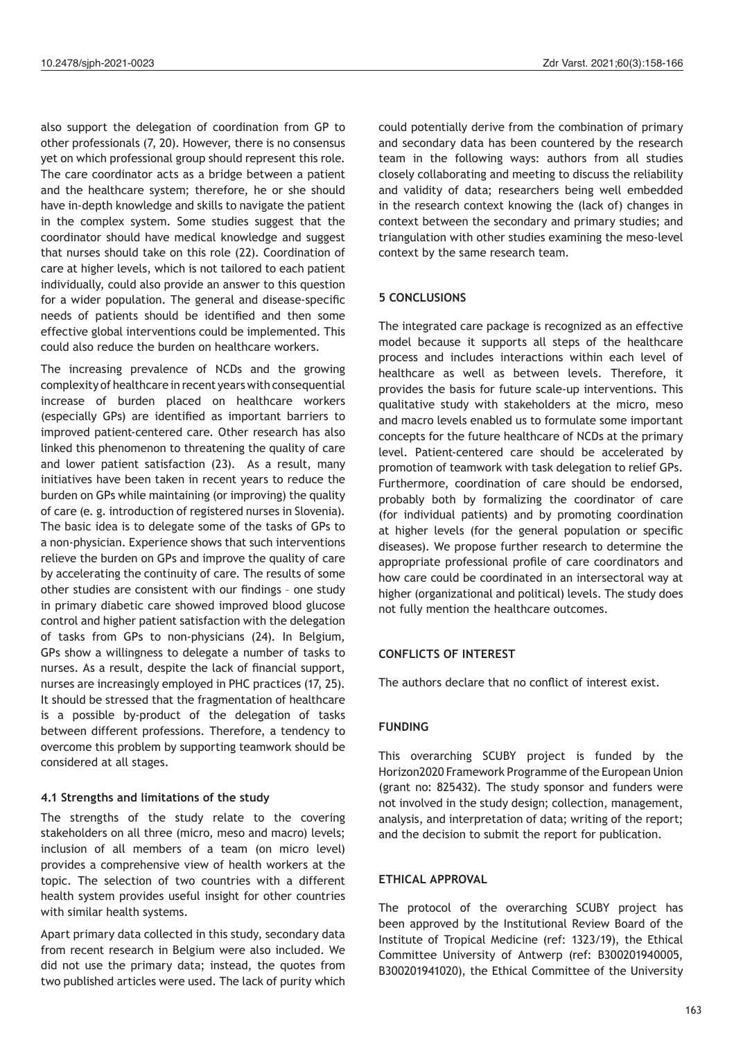also support the delegation of coordination from GP to other professionals (7, 20). However, there is no consensus yet on which professional group should represent this role. The care coordinator acts as a bridge between a patient and the healthcare system; therefore, he or she should have in-depth knowledge and skills to navigate the patient in the complex system. Some studies suggest that the coordinator should have medical knowledge and suggest that nurses should take on this role (22). Coordination of care at higher levels, which is not tailored to each patient individually, could also provide an answer to this question for a wider population. The general and disease-specific needs of patients should be identified and then some effective global interventions could be implemented. This could also reduce the burden on healthcare workers.

The increasing prevalence of NCDs and the growing complexity of healthcare in recent years with consequential increase of burden placed on healthcare workers (especially GPs) are identified as important barriers to improved patient-centered care. Other research has also linked this phenomenon to threatening the quality of care and lower patient satisfaction (23). As a result, many initiatives have been taken in recent years to reduce the burden on GPs while maintaining (or improving) the quality of care (e. g. introduction of registered nurses in Slovenia). The basic idea is to delegate some of the tasks of GPs to a non-physician. Experience shows that such interventions relieve the burden on GPs and improve the quality of care by accelerating the continuity of care. The results of some other studies are consistent with our findings – one study in primary diabetic care showed improved blood glucose control and higher patient satisfaction with the delegation of tasks from GPs to non-physicians (24). In Belgium, GPs show a willingness to delegate a number of tasks to nurses. As a result, despite the lack of financial support, nurses are increasingly employed in PHC practices (17, 25). It should be stressed that the fragmentation of healthcare is a possible by-product of the delegation of tasks between different professions. Therefore, a tendency to overcome this problem by supporting teamwork should be considered at all stages.

### 4.1 Strengths and limitations of the study

The strengths of the study relate to the covering stakeholders on all three (micro, meso and macro) levels; inclusion of all members of a team (on micro level) provides a comprehensive view of health workers at the topic. The selection of two countries with a different health system provides useful insight for other countries with similar health systems.

Apart primary data collected in this study, secondary data from recent research in Belgium were also included. We did not use the primary data; instead, the quotes from two published articles were used. The lack of purity which could potentially derive from the combination of primary and secondary data has been countered by the research team in the following ways: authors from all studies closely collaborating and meeting to discuss the reliability and validity of data; researchers being well embedded in the research context knowing the (lack of) changes in context between the secondary and primary studies; and triangulation with other studies examining the meso-level context by the same research team.

## 5 CONCLUSIONS

The integrated care package is recognized as an effective model because it supports all steps of the healthcare process and includes interactions within each level of healthcare as well as between levels. Therefore, it provides the basis for future scale-up interventions. This qualitative study with stakeholders at the micro, meso and macro levels enabled us to formulate some important concepts for the future healthcare of NCDs at the primary level. Patient-centered care should be accelerated by promotion of teamwork with task delegation to relief GPs. Furthermore, coordination of care should be endorsed, probably both by formalizing the coordinator of care (for individual patients) and by promoting coordination at higher levels (for the general population or specific diseases). We propose further research to determine the appropriate professional profile of care coordinators and how care could be coordinated in an intersectoral way at higher (organizational and political) levels. The study does not fully mention the healthcare outcomes.

## CONFLICTS OF INTEREST

The authors declare that no conflict of interest exist.

## FUNDING

This overarching SCUBY project is funded by the Horizon2020 Framework Programme of the European Union (grant no: 825432). The study sponsor and funders were not involved in the study design; collection, management, analysis, and interpretation of data; writing of the report; and the decision to submit the report for publication.

## ETHICAL APPROVAL

The protocol of the overarching SCUBY project has been approved by the Institutional Review Board of the Institute of Tropical Medicine (ref: 1323/19), the Ethical Committee University of Antwerp (ref: B300201940005, B300201941020), the Ethical Committee of the University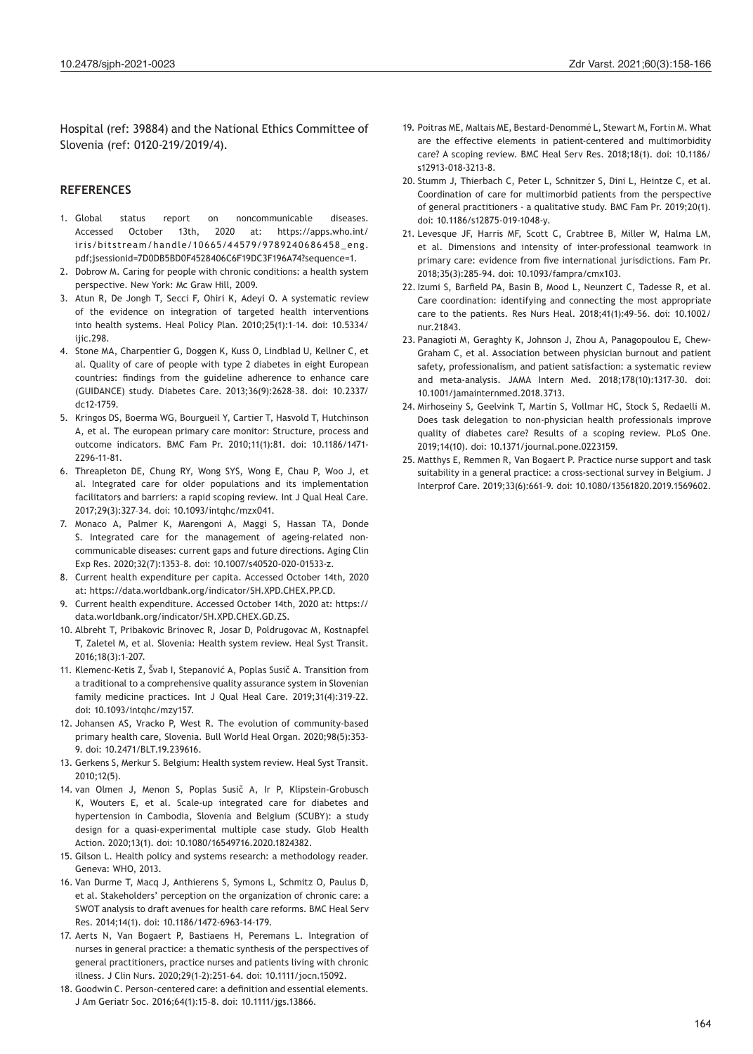Hospital (ref: 39884) and the National Ethics Committee of Slovenia (ref: 0120-219/2019/4).

## REFERENCES

1. Global status report on noncommunicable diseases. Accessed October 13th, 2020 at: https://apps.who.int/iris/bitstream/handle/10665/44579/9789240686458_eng.pdf;jsessionid=7D0DB5BD0F4528406C6F19DC3F196A74?sequence=1.
2. Dobrow M. Caring for people with chronic conditions: a health system perspective. New York: Mc Graw Hill, 2009.
3. Atun R, De Jongh T, Secci F, Ohiri K, Adeyi O. A systematic review of the evidence on integration of targeted health interventions into health systems. Heal Policy Plan. 2010;25(1):1-14. doi: 10.5334/ijic.298.
4. Stone MA, Charpentier G, Doggen K, Kuss O, Lindblad U, Kellner C, et al. Quality of care of people with type 2 diabetes in eight European countries: findings from the guideline adherence to enhance care (GUIDANCE) study. Diabetes Care. 2013;36(9):2628-38. doi: 10.2337/dc12-1759.
5. Kringos DS, Boerma WG, Bourgueil Y, Cartier T, Hasvold T, Hutchinson A, et al. The european primary care monitor: Structure, process and outcome indicators. BMC Fam Pr. 2010;11(1):81. doi: 10.1186/1471-2296-11-81.
6. Threapleton DE, Chung RY, Wong SYS, Wong E, Chau P, Woo J, et al. Integrated care for older populations and its implementation facilitators and barriers: a rapid scoping review. Int J Qual Heal Care. 2017;29(3):327-34. doi: 10.1093/intqhc/mzx041.
7. Monaco A, Palmer K, Marengoni A, Maggi S, Hassan TA, Donde S. Integrated care for the management of ageing-related non-communicable diseases: current gaps and future directions. Aging Clin Exp Res. 2020;32(7):1353-8. doi: 10.1007/s40520-020-01533-z.
8. Current health expenditure per capita. Accessed October 14th, 2020 at: https://data.worldbank.org/indicator/SH.XPD.CHEX.PP.CD.
9. Current health expenditure. Accessed October 14th, 2020 at: https://data.worldbank.org/indicator/SH.XPD.CHEX.GD.ZS.
10. Albreht T, Pribakovic Brinovec R, Josar D, Poldrugovac M, Kostnapfel T, Zaletel M, et al. Slovenia: Health system review. Heal Syst Transit. 2016;18(3):1-207.
11. Klemenc-Ketis Z, Švab I, Stepanović A, Poplas Susič A. Transition from a traditional to a comprehensive quality assurance system in Slovenian family medicine practices. Int J Qual Heal Care. 2019;31(4):319-22. doi: 10.1093/intqhc/mzy157.
12. Johansen AS, Vracko P, West R. The evolution of community-based primary health care, Slovenia. Bull World Heal Organ. 2020;98(5):353-9. doi: 10.2471/BLT.19.239616.
13. Gerkens S, Merkur S. Belgium: Health system review. Heal Syst Transit. 2010;12(5).
14. van Olmen J, Menon S, Poplas Susič A, Ir P, Klipstein-Grobusch K, Wouters E, et al. Scale-up integrated care for diabetes and hypertension in Cambodia, Slovenia and Belgium (SCUBY): a study design for a quasi-experimental multiple case study. Glob Health Action. 2020;13(1). doi: 10.1080/16549716.2020.1824382.
15. Gilson L. Health policy and systems research: a methodology reader. Geneva: WHO, 2013.
16. Van Durme T, Macq J, Anthierens S, Symons L, Schmitz O, Paulus D, et al. Stakeholders' perception on the organization of chronic care: a SWOT analysis to draft avenues for health care reforms. BMC Heal Serv Res. 2014;14(1). doi: 10.1186/1472-6963-14-179.
17. Aerts N, Van Bogaert P, Bastiaens H, Peremans L. Integration of nurses in general practice: a thematic synthesis of the perspectives of general practitioners, practice nurses and patients living with chronic illness. J Clin Nurs. 2020;29(1-2):251-64. doi: 10.1111/jocn.15092.
18. Goodwin C. Person-centered care: a definition and essential elements. J Am Geriatr Soc. 2016;64(1):15-8. doi: 10.1111/jgs.13866.
19. Poitras ME, Maltais ME, Bestard-Denommé L, Stewart M, Fortin M. What are the effective elements in patient-centered and multimorbidity care? A scoping review. BMC Heal Serv Res. 2018;18(1). doi: 10.1186/s12913-018-3213-8.
20. Stumm J, Thierbach C, Peter L, Schnitzer S, Dini L, Heintze C, et al. Coordination of care for multimorbid patients from the perspective of general practitioners - a qualitative study. BMC Fam Pr. 2019;20(1). doi: 10.1186/s12875-019-1048-y.
21. Levesque JF, Harris MF, Scott C, Crabtree B, Miller W, Halma LM, et al. Dimensions and intensity of inter-professional teamwork in primary care: evidence from five international jurisdictions. Fam Pr. 2018;35(3):285-94. doi: 10.1093/fampra/cmx103.
22. Izumi S, Barfield PA, Basin B, Mood L, Neunzert C, Tadesse R, et al. Care coordination: identifying and connecting the most appropriate care to the patients. Res Nurs Heal. 2018;41(1):49-56. doi: 10.1002/nur.21843.
23. Panagioti M, Geraghty K, Johnson J, Zhou A, Panagopoulou E, Chew-Graham C, et al. Association between physician burnout and patient safety, professionalism, and patient satisfaction: a systematic review and meta-analysis. JAMA Intern Med. 2018;178(10):1317-30. doi: 10.1001/jamainternmed.2018.3713.
24. Mirhoseiny S, Geelvink T, Martin S, Vollmar HC, Stock S, Redaelli M. Does task delegation to non-physician health professionals improve quality of diabetes care? Results of a scoping review. PLoS One. 2019;14(10). doi: 10.1371/journal.pone.0223159.
25. Matthys E, Remmen R, Van Bogaert P. Practice nurse support and task suitability in a general practice: a cross-sectional survey in Belgium. J Interprof Care. 2019;33(6):661-9. doi: 10.1080/13561820.2019.1569602.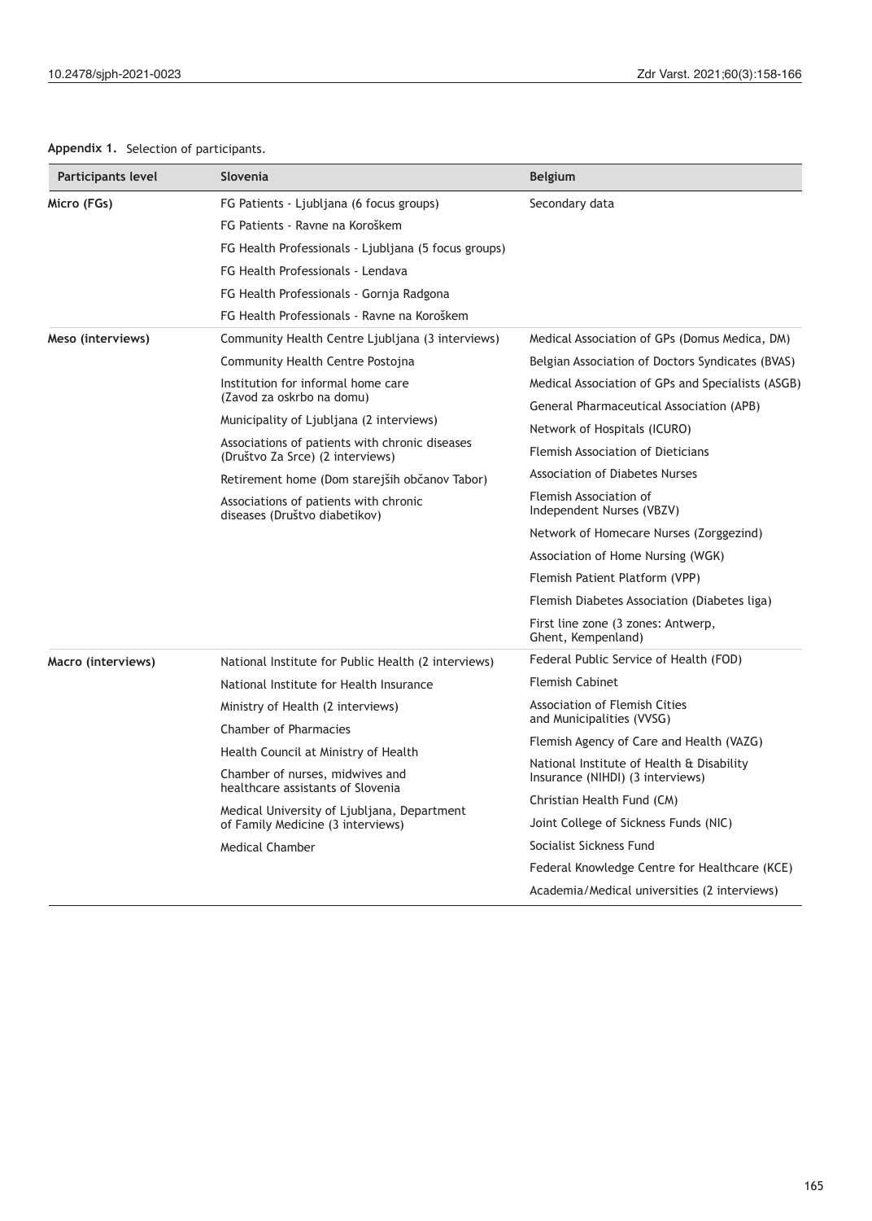**Appendix 1.** Selection of participants.

| Participants level | Slovenia | Belgium |
|---|---|---|
| **Micro (FGs)** | FG Patients - Ljubljana (6 focus groups) | Secondary data |
| | FG Patients - Ravne na Koroškem | |
| | FG Health Professionals - Ljubljana (5 focus groups) | |
| | FG Health Professionals - Lendava | |
| | FG Health Professionals - Gornja Radgona | |
| | FG Health Professionals - Ravne na Koroškem | |
| **Meso (interviews)** | Community Health Centre Ljubljana (3 interviews) | Medical Association of GPs (Domus Medica, DM) |
| | Community Health Centre Postojna | Belgian Association of Doctors Syndicates (BVAS) |
| | Institution for informal home care (Zavod za oskrbo na domu) | Medical Association of GPs and Specialists (ASGB) |
| | | General Pharmaceutical Association (APB) |
| | Municipality of Ljubljana (2 interviews) | Network of Hospitals (ICURO) |
| | Associations of patients with chronic diseases (Društvo Za Srce) (2 interviews) | Flemish Association of Dieticians |
| | Retirement home (Dom starejših občanov Tabor) | Association of Diabetes Nurses |
| | Associations of patients with chronic diseases (Društvo diabetikov) | Flemish Association of Independent Nurses (VBZV) |
| | | Network of Homecare Nurses (Zorggezind) |
| | | Association of Home Nursing (WGK) |
| | | Flemish Patient Platform (VPP) |
| | | Flemish Diabetes Association (Diabetes liga) |
| | | First line zone (3 zones: Antwerp, Ghent, Kempenland) |
| **Macro (interviews)** | National Institute for Public Health (2 interviews) | Federal Public Service of Health (FOD) |
| | National Institute for Health Insurance | Flemish Cabinet |
| | Ministry of Health (2 interviews) | Association of Flemish Cities and Municipalities (VVSG) |
| | Chamber of Pharmacies | |
| | Health Council at Ministry of Health | Flemish Agency of Care and Health (VAZG) |
| | Chamber of nurses, midwives and healthcare assistants of Slovenia | National Institute of Health & Disability Insurance (NIHDI) (3 interviews) |
| | Medical University of Ljubljana, Department of Family Medicine (3 interviews) | Christian Health Fund (CM) |
| | | Joint College of Sickness Funds (NIC) |
| | Medical Chamber | Socialist Sickness Fund |
| | | Federal Knowledge Centre for Healthcare (KCE) |
| | | Academia/Medical universities (2 interviews) |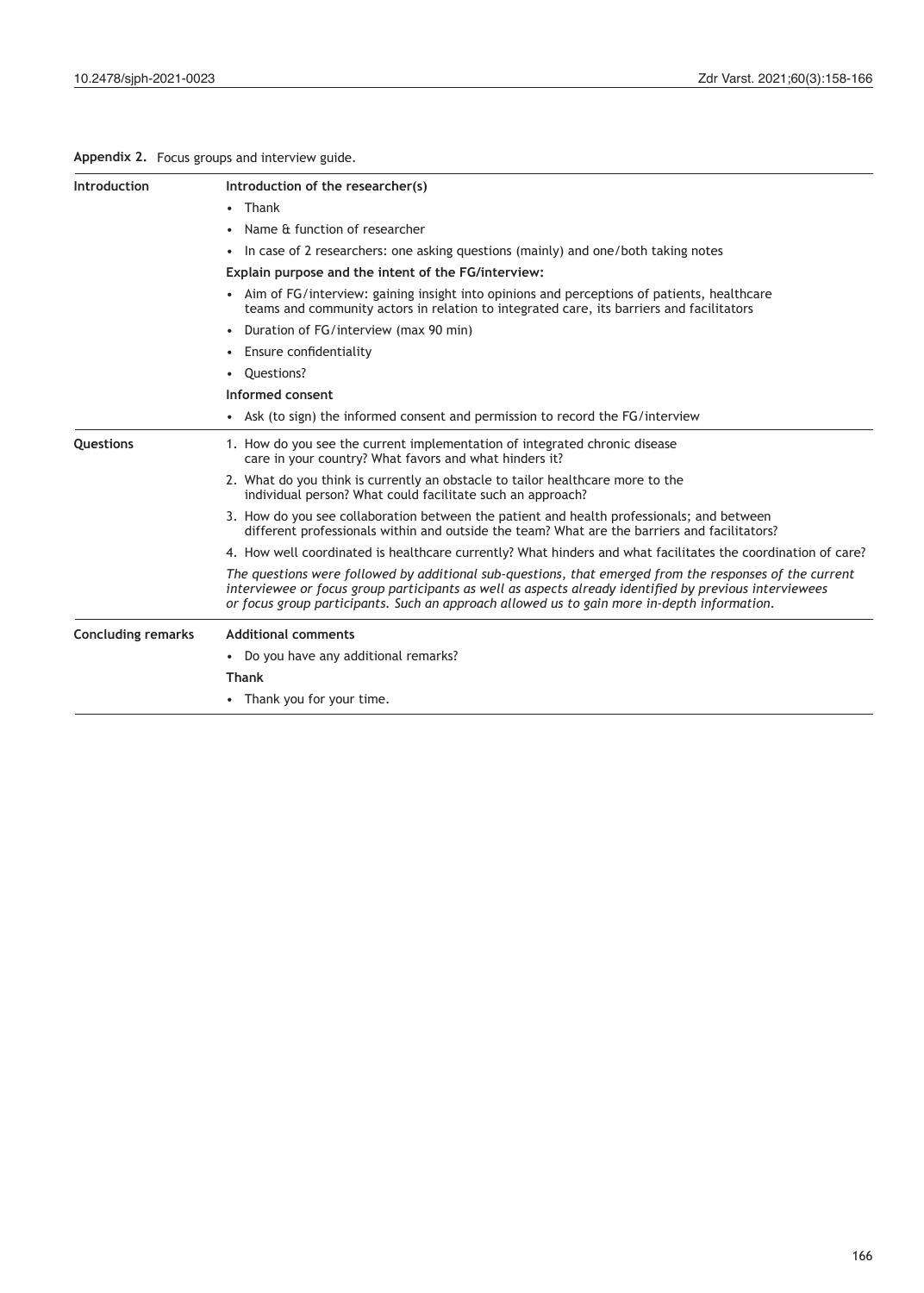**Appendix 2.** Focus groups and interview guide.

| | |
|---|---|
| **Introduction** | **Introduction of the researcher(s)**<br>• Thank<br>• Name & function of researcher<br>• In case of 2 researchers: one asking questions (mainly) and one/both taking notes<br>**Explain purpose and the intent of the FG/interview:**<br>• Aim of FG/interview: gaining insight into opinions and perceptions of patients, healthcare teams and community actors in relation to integrated care, its barriers and facilitators<br>• Duration of FG/interview (max 90 min)<br>• Ensure confidentiality<br>• Questions?<br>**Informed consent**<br>• Ask (to sign) the informed consent and permission to record the FG/interview |
| **Questions** | 1. How do you see the current implementation of integrated chronic disease care in your country? What favors and what hinders it?<br>2. What do you think is currently an obstacle to tailor healthcare more to the individual person? What could facilitate such an approach?<br>3. How do you see collaboration between the patient and health professionals; and between different professionals within and outside the team? What are the barriers and facilitators?<br>4. How well coordinated is healthcare currently? What hinders and what facilitates the coordination of care?<br>*The questions were followed by additional sub-questions, that emerged from the responses of the current interviewee or focus group participants as well as aspects already identified by previous interviewees or focus group participants. Such an approach allowed us to gain more in-depth information.* |
| **Concluding remarks** | **Additional comments**<br>• Do you have any additional remarks?<br>**Thank**<br>• Thank you for your time. |